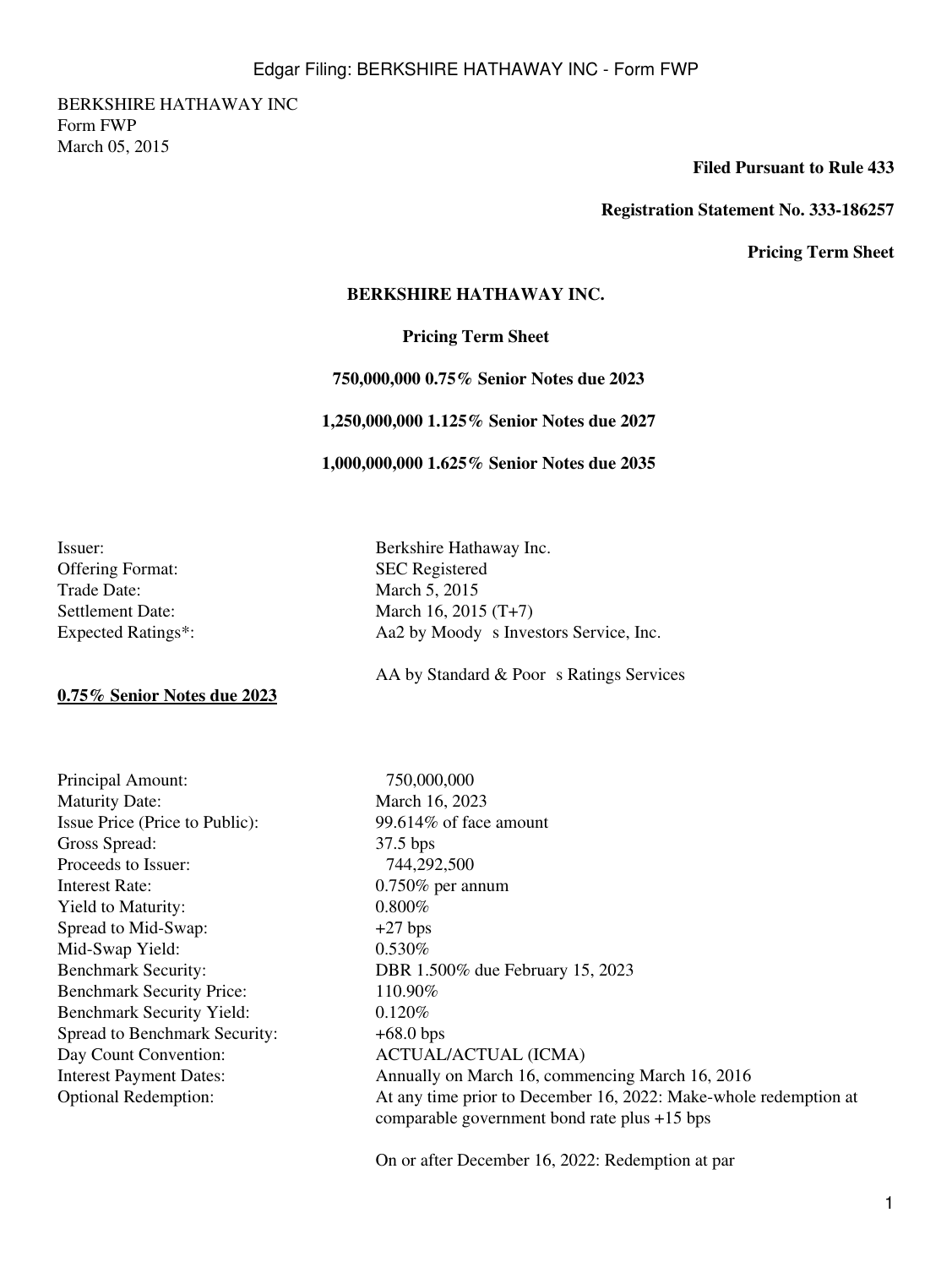BERKSHIRE HATHAWAY INC
Form FWP
March 05, 2015

**Filed Pursuant to Rule 433**

**Registration Statement No. 333-186257**

**Pricing Term Sheet**

**BERKSHIRE HATHAWAY INC.**

**Pricing Term Sheet**

**750,000,000 0.75% Senior Notes due 2023**

**1,250,000,000 1.125% Senior Notes due 2027**

**1,000,000,000 1.625% Senior Notes due 2035**

| | |
|---|---|
| Issuer: | Berkshire Hathaway Inc. |
| Offering Format: | SEC Registered |
| Trade Date: | March 5, 2015 |
| Settlement Date: | March 16, 2015 (T+7) |
| Expected Ratings*: | Aa2 by Moody s Investors Service, Inc. |
| | AA by Standard & Poor s Ratings Services |

**<u>0.75% Senior Notes due 2023</u>**

| | |
|---|---|
| Principal Amount: | 750,000,000 |
| Maturity Date: | March 16, 2023 |
| Issue Price (Price to Public): | 99.614% of face amount |
| Gross Spread: | 37.5 bps |
| Proceeds to Issuer: | 744,292,500 |
| Interest Rate: | 0.750% per annum |
| Yield to Maturity: | 0.800% |
| Spread to Mid-Swap: | +27 bps |
| Mid-Swap Yield: | 0.530% |
| Benchmark Security: | DBR 1.500% due February 15, 2023 |
| Benchmark Security Price: | 110.90% |
| Benchmark Security Yield: | 0.120% |
| Spread to Benchmark Security: | +68.0 bps |
| Day Count Convention: | ACTUAL/ACTUAL (ICMA) |
| Interest Payment Dates: | Annually on March 16, commencing March 16, 2016 |
| Optional Redemption: | At any time prior to December 16, 2022: Make-whole redemption at comparable government bond rate plus +15 bps |
| | On or after December 16, 2022: Redemption at par |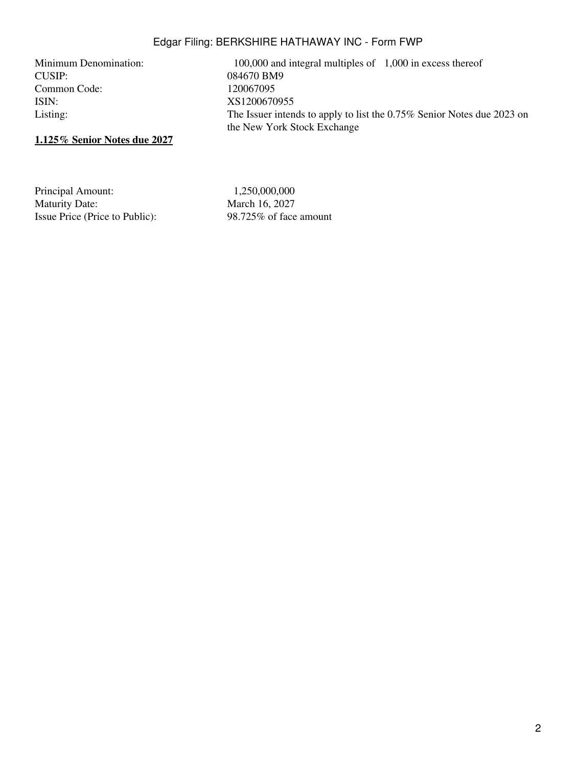| | |
|---|---|
| Minimum Denomination: | 100,000 and integral multiples of 1,000 in excess thereof |
| CUSIP: | 084670 BM9 |
| Common Code: | 120067095 |
| ISIN: | XS1200670955 |
| Listing: | The Issuer intends to apply to list the 0.75% Senior Notes due 2023 on the New York Stock Exchange |

**1.125% Senior Notes due 2027**

| | |
|---|---|
| Principal Amount: | 1,250,000,000 |
| Maturity Date: | March 16, 2027 |
| Issue Price (Price to Public): | 98.725% of face amount |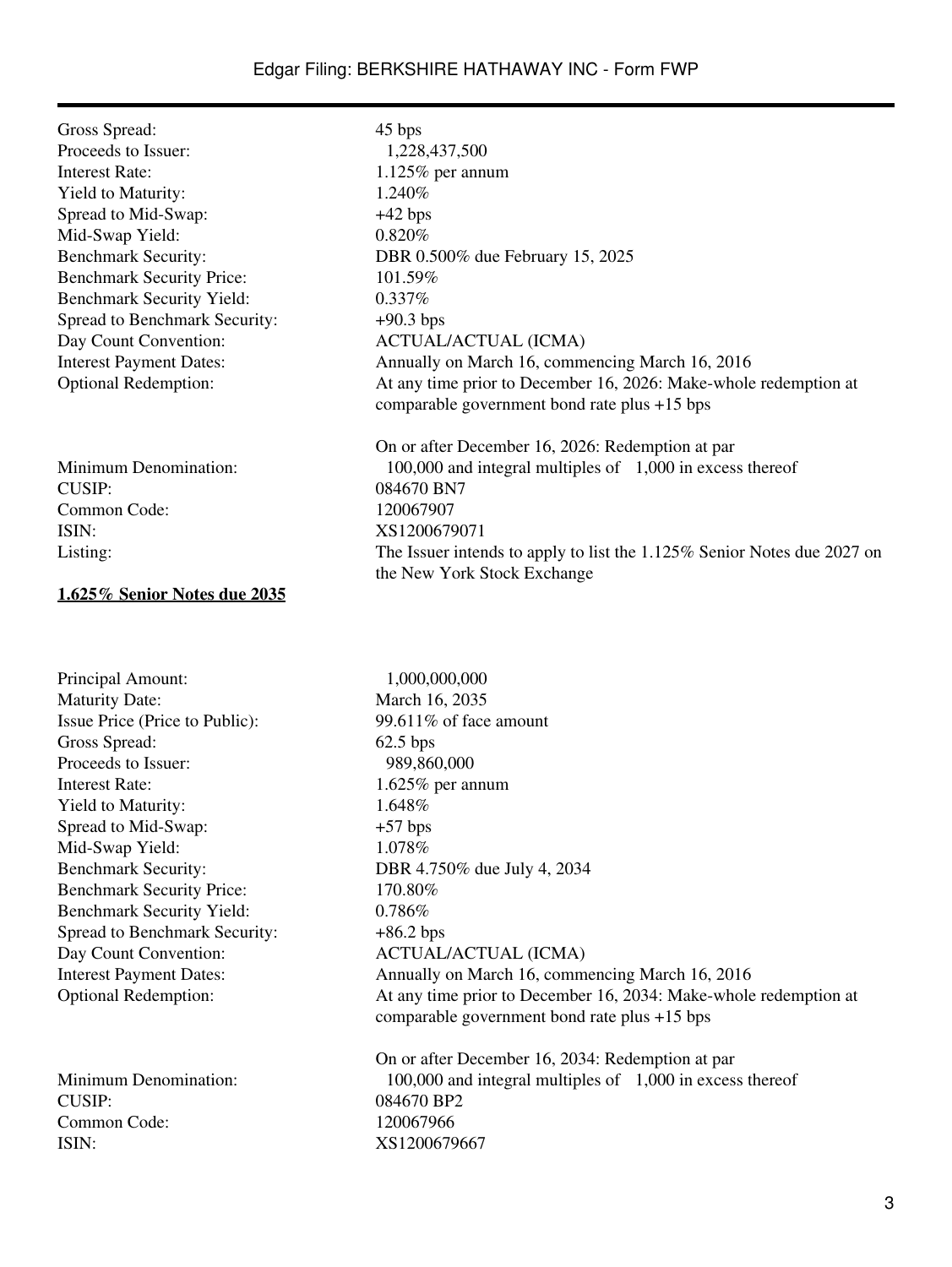| | |
|---|---|
| Gross Spread: | 45 bps |
| Proceeds to Issuer: | 1,228,437,500 |
| Interest Rate: | 1.125% per annum |
| Yield to Maturity: | 1.240% |
| Spread to Mid-Swap: | +42 bps |
| Mid-Swap Yield: | 0.820% |
| Benchmark Security: | DBR 0.500% due February 15, 2025 |
| Benchmark Security Price: | 101.59% |
| Benchmark Security Yield: | 0.337% |
| Spread to Benchmark Security: | +90.3 bps |
| Day Count Convention: | ACTUAL/ACTUAL (ICMA) |
| Interest Payment Dates: | Annually on March 16, commencing March 16, 2016 |
| Optional Redemption: | At any time prior to December 16, 2026: Make-whole redemption at comparable government bond rate plus +15 bps<br><br>On or after December 16, 2026: Redemption at par |
| Minimum Denomination: | 100,000 and integral multiples of 1,000 in excess thereof |
| CUSIP: | 084670 BN7 |
| Common Code: | 120067907 |
| ISIN: | XS1200679071 |
| Listing: | The Issuer intends to apply to list the 1.125% Senior Notes due 2027 on the New York Stock Exchange |

**1.625% Senior Notes due 2035**

| | |
|---|---|
| Principal Amount: | 1,000,000,000 |
| Maturity Date: | March 16, 2035 |
| Issue Price (Price to Public): | 99.611% of face amount |
| Gross Spread: | 62.5 bps |
| Proceeds to Issuer: | 989,860,000 |
| Interest Rate: | 1.625% per annum |
| Yield to Maturity: | 1.648% |
| Spread to Mid-Swap: | +57 bps |
| Mid-Swap Yield: | 1.078% |
| Benchmark Security: | DBR 4.750% due July 4, 2034 |
| Benchmark Security Price: | 170.80% |
| Benchmark Security Yield: | 0.786% |
| Spread to Benchmark Security: | +86.2 bps |
| Day Count Convention: | ACTUAL/ACTUAL (ICMA) |
| Interest Payment Dates: | Annually on March 16, commencing March 16, 2016 |
| Optional Redemption: | At any time prior to December 16, 2034: Make-whole redemption at comparable government bond rate plus +15 bps<br><br>On or after December 16, 2034: Redemption at par |
| Minimum Denomination: | 100,000 and integral multiples of 1,000 in excess thereof |
| CUSIP: | 084670 BP2 |
| Common Code: | 120067966 |
| ISIN: | XS1200679667 |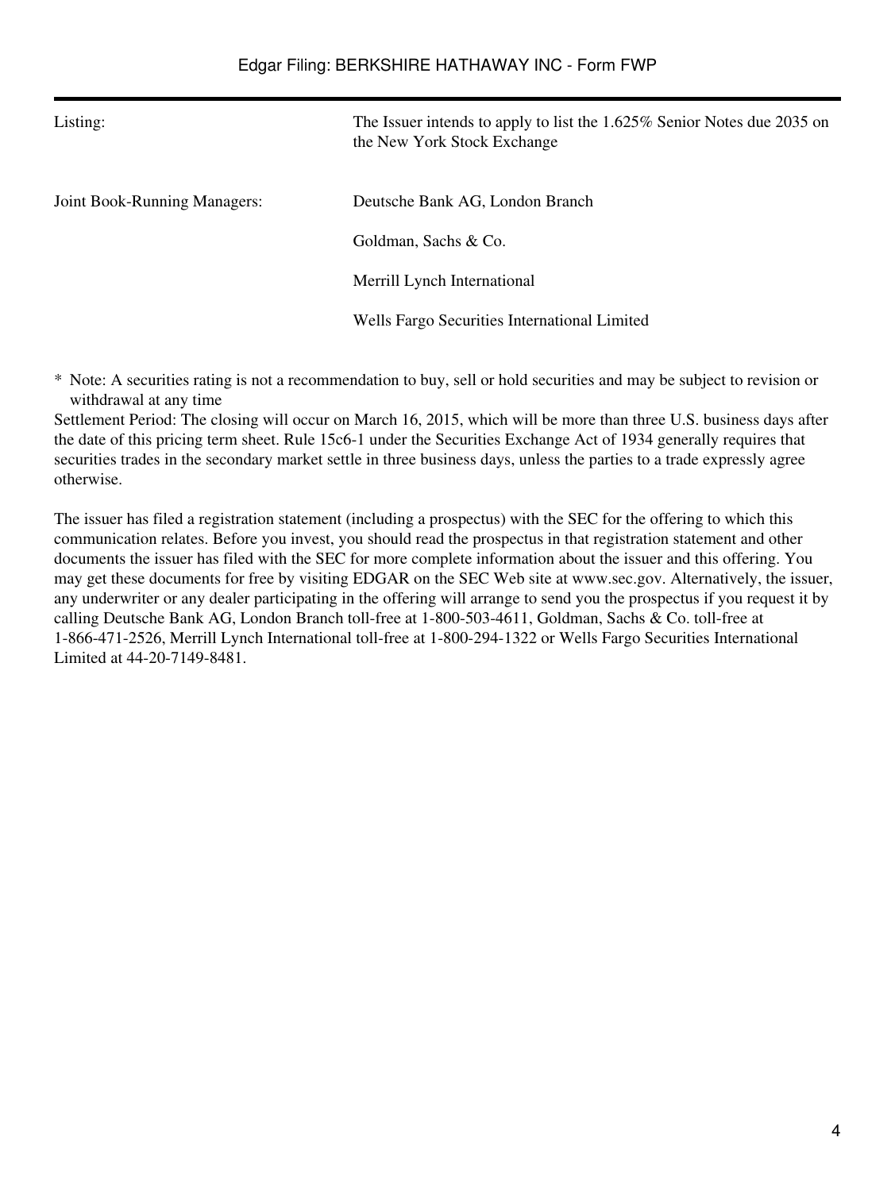| | |
|---|---|
| Listing: | The Issuer intends to apply to list the 1.625% Senior Notes due 2035 on the New York Stock Exchange |
| Joint Book-Running Managers: | Deutsche Bank AG, London Branch<br>Goldman, Sachs & Co.<br>Merrill Lynch International<br>Wells Fargo Securities International Limited |

* Note: A securities rating is not a recommendation to buy, sell or hold securities and may be subject to revision or withdrawal at any time

Settlement Period: The closing will occur on March 16, 2015, which will be more than three U.S. business days after the date of this pricing term sheet. Rule 15c6-1 under the Securities Exchange Act of 1934 generally requires that securities trades in the secondary market settle in three business days, unless the parties to a trade expressly agree otherwise.

The issuer has filed a registration statement (including a prospectus) with the SEC for the offering to which this communication relates. Before you invest, you should read the prospectus in that registration statement and other documents the issuer has filed with the SEC for more complete information about the issuer and this offering. You may get these documents for free by visiting EDGAR on the SEC Web site at www.sec.gov. Alternatively, the issuer, any underwriter or any dealer participating in the offering will arrange to send you the prospectus if you request it by calling Deutsche Bank AG, London Branch toll-free at 1-800-503-4611, Goldman, Sachs & Co. toll-free at 1-866-471-2526, Merrill Lynch International toll-free at 1-800-294-1322 or Wells Fargo Securities International Limited at 44-20-7149-8481.